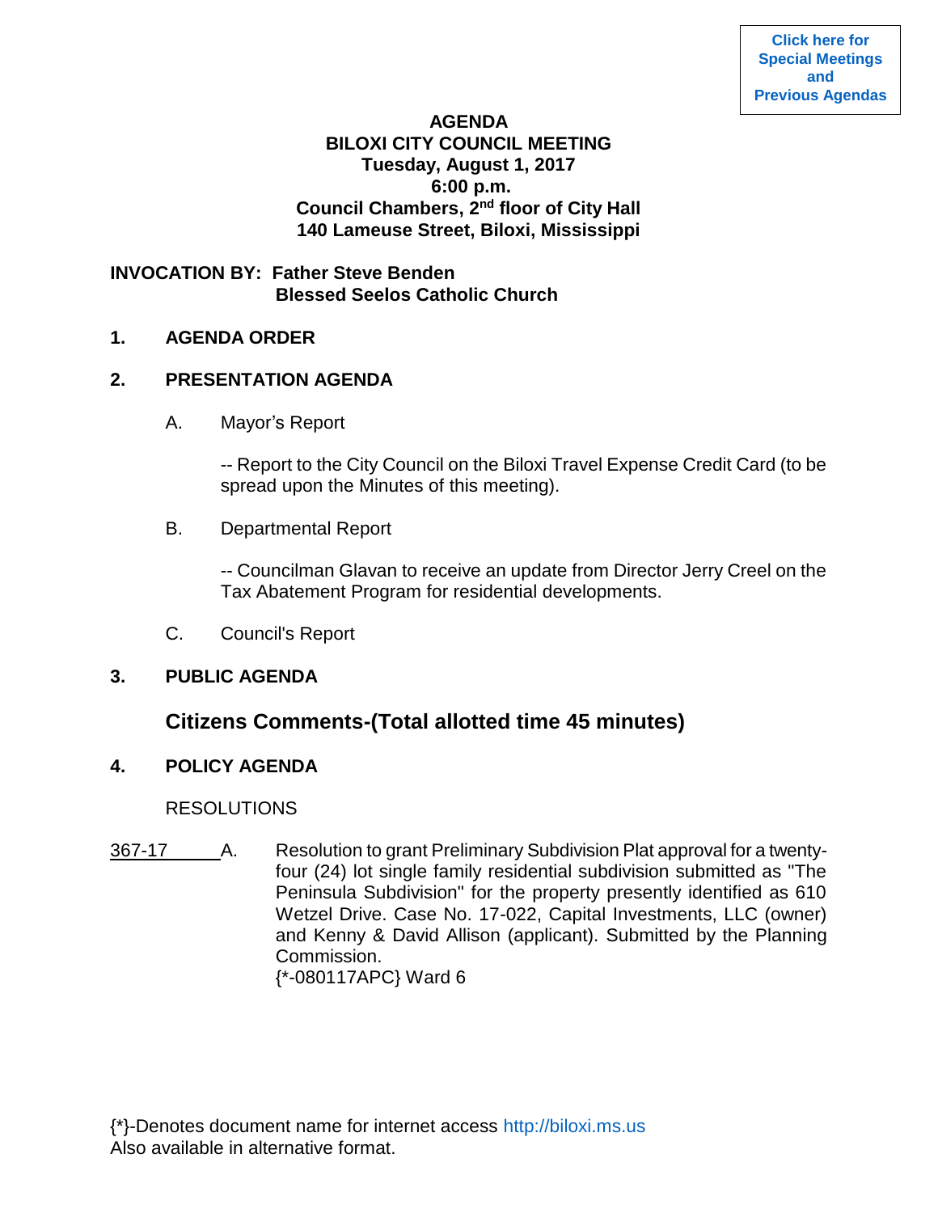Click here for Special Meetings and Previous Agendas

# AGENDA
## BILOXI CITY COUNCIL MEETING
**Tuesday, August 1, 2017**
**6:00 p.m.**
**Council Chambers, 2nd floor of City Hall**
**140 Lameuse Street, Biloxi, Mississippi**

**INVOCATION BY: Father Steve Benden**
**Blessed Seelos Catholic Church**

**1. AGENDA ORDER**

**2. PRESENTATION AGENDA**

A. Mayor's Report

-- Report to the City Council on the Biloxi Travel Expense Credit Card (to be spread upon the Minutes of this meeting).

B. Departmental Report

-- Councilman Glavan to receive an update from Director Jerry Creel on the Tax Abatement Program for residential developments.

C. Council's Report

**3. PUBLIC AGENDA**

**Citizens Comments-(Total allotted time 45 minutes)**

**4. POLICY AGENDA**

RESOLUTIONS

367-17 A. Resolution to grant Preliminary Subdivision Plat approval for a twenty-four (24) lot single family residential subdivision submitted as "The Peninsula Subdivision" for the property presently identified as 610 Wetzel Drive. Case No. 17-022, Capital Investments, LLC (owner) and Kenny & David Allison (applicant). Submitted by the Planning Commission.
{*-080117APC} Ward 6

{*}-Denotes document name for internet access http://biloxi.ms.us
Also available in alternative format.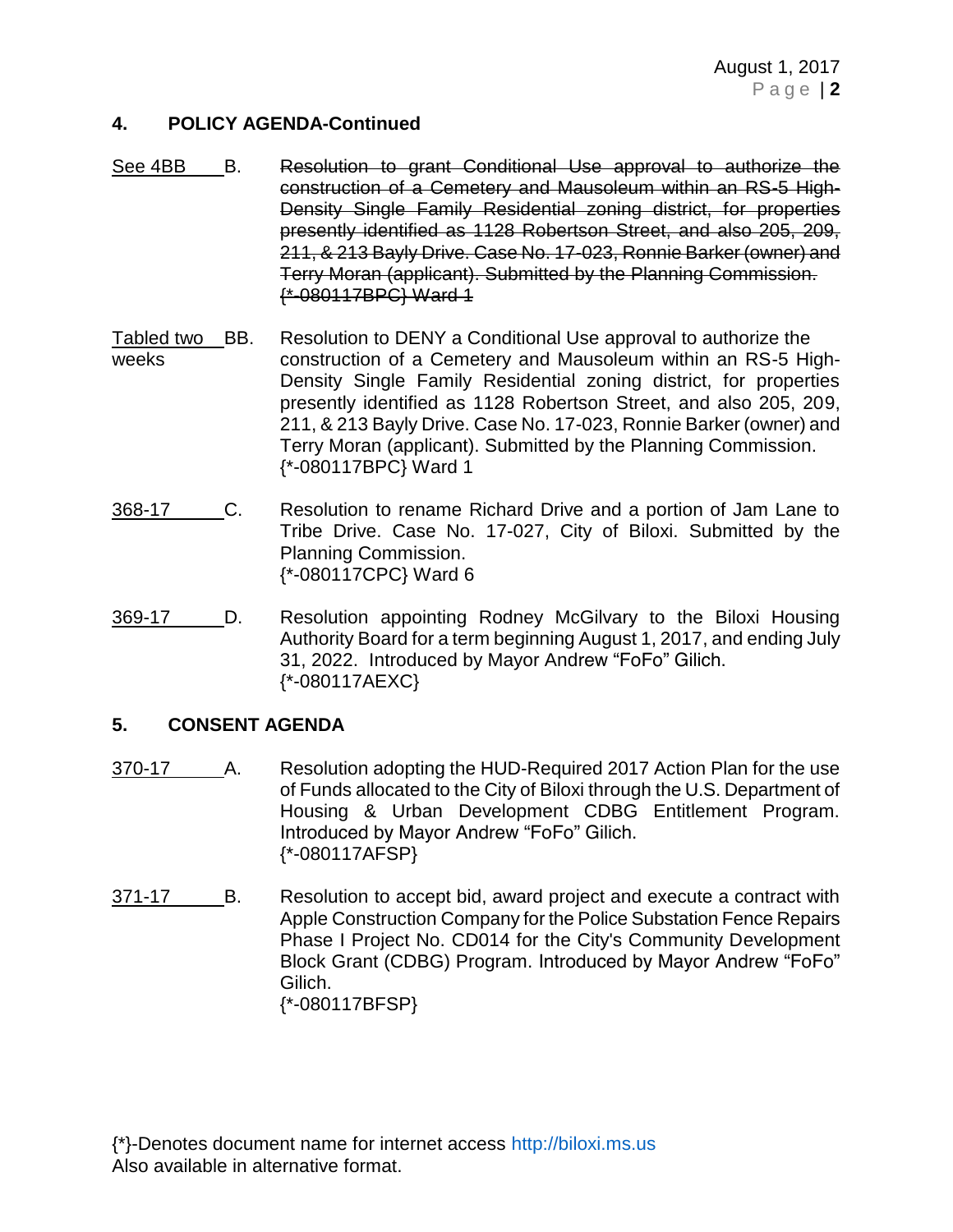## 4. POLICY AGENDA-Continued

See 4BB — B. ~~Resolution to grant Conditional Use approval to authorize the construction of a Cemetery and Mausoleum within an RS-5 High-Density Single Family Residential zoning district, for properties presently identified as 1128 Robertson Street, and also 205, 209, 211, & 213 Bayly Drive. Case No. 17-023, Ronnie Barker (owner) and Terry Moran (applicant). Submitted by the Planning Commission. {*-080117BPC} Ward 1~~

Tabled two weeks — BB. Resolution to DENY a Conditional Use approval to authorize the construction of a Cemetery and Mausoleum within an RS-5 High-Density Single Family Residential zoning district, for properties presently identified as 1128 Robertson Street, and also 205, 209, 211, & 213 Bayly Drive. Case No. 17-023, Ronnie Barker (owner) and Terry Moran (applicant). Submitted by the Planning Commission. {*-080117BPC} Ward 1

368-17 — C. Resolution to rename Richard Drive and a portion of Jam Lane to Tribe Drive. Case No. 17-027, City of Biloxi. Submitted by the Planning Commission. {*-080117CPC} Ward 6

369-17 — D. Resolution appointing Rodney McGilvary to the Biloxi Housing Authority Board for a term beginning August 1, 2017, and ending July 31, 2022. Introduced by Mayor Andrew "FoFo" Gilich. {*-080117AEXC}

## 5. CONSENT AGENDA

370-17 — A. Resolution adopting the HUD-Required 2017 Action Plan for the use of Funds allocated to the City of Biloxi through the U.S. Department of Housing & Urban Development CDBG Entitlement Program. Introduced by Mayor Andrew "FoFo" Gilich. {*-080117AFSP}

371-17 — B. Resolution to accept bid, award project and execute a contract with Apple Construction Company for the Police Substation Fence Repairs Phase I Project No. CD014 for the City's Community Development Block Grant (CDBG) Program. Introduced by Mayor Andrew "FoFo" Gilich. {*-080117BFSP}

{*}-Denotes document name for internet access http://biloxi.ms.us
Also available in alternative format.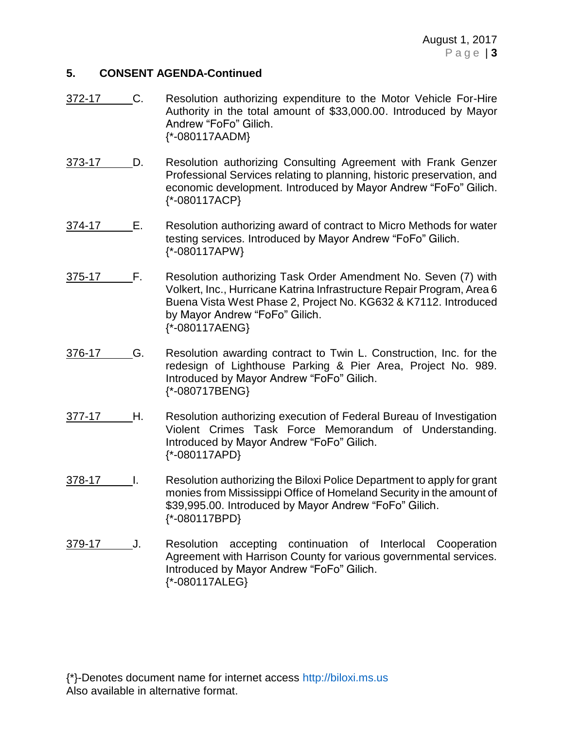## 5. CONSENT AGENDA-Continued

372-17 C. Resolution authorizing expenditure to the Motor Vehicle For-Hire Authority in the total amount of $33,000.00. Introduced by Mayor Andrew "FoFo" Gilich.
{*-080117AADM}

373-17 D. Resolution authorizing Consulting Agreement with Frank Genzer Professional Services relating to planning, historic preservation, and economic development. Introduced by Mayor Andrew "FoFo" Gilich.
{*-080117ACP}

374-17 E. Resolution authorizing award of contract to Micro Methods for water testing services. Introduced by Mayor Andrew "FoFo" Gilich.
{*-080117APW}

375-17 F. Resolution authorizing Task Order Amendment No. Seven (7) with Volkert, Inc., Hurricane Katrina Infrastructure Repair Program, Area 6 Buena Vista West Phase 2, Project No. KG632 & K7112. Introduced by Mayor Andrew "FoFo" Gilich.
{*-080117AENG}

376-17 G. Resolution awarding contract to Twin L. Construction, Inc. for the redesign of Lighthouse Parking & Pier Area, Project No. 989. Introduced by Mayor Andrew "FoFo" Gilich.
{*-080717BENG}

377-17 H. Resolution authorizing execution of Federal Bureau of Investigation Violent Crimes Task Force Memorandum of Understanding. Introduced by Mayor Andrew "FoFo" Gilich.
{*-080117APD}

378-17 I. Resolution authorizing the Biloxi Police Department to apply for grant monies from Mississippi Office of Homeland Security in the amount of $39,995.00. Introduced by Mayor Andrew "FoFo" Gilich.
{*-080117BPD}

379-17 J. Resolution accepting continuation of Interlocal Cooperation Agreement with Harrison County for various governmental services. Introduced by Mayor Andrew "FoFo" Gilich.
{*-080117ALEG}

{*}-Denotes document name for internet access http://biloxi.ms.us
Also available in alternative format.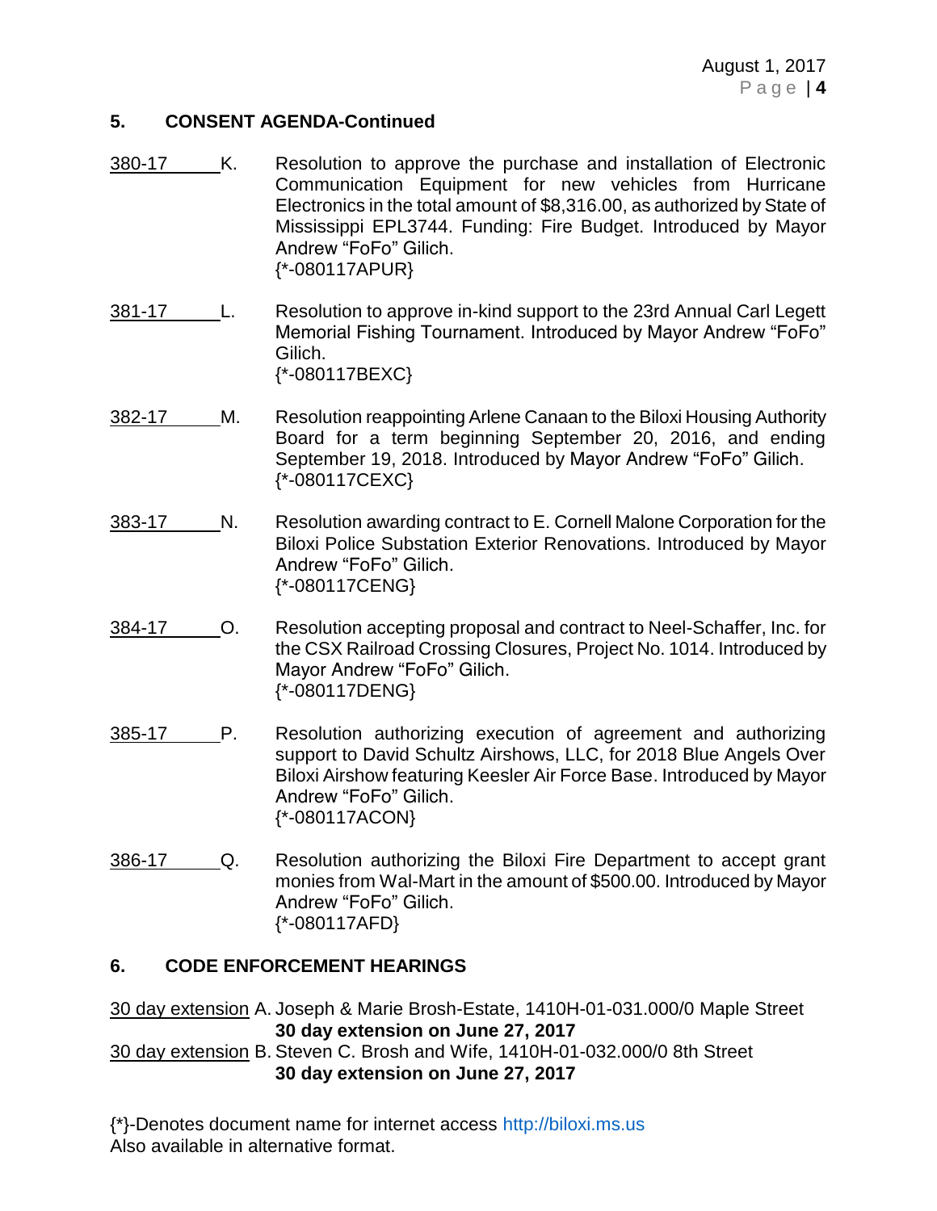## 5. CONSENT AGENDA-Continued

380-17 K. Resolution to approve the purchase and installation of Electronic Communication Equipment for new vehicles from Hurricane Electronics in the total amount of $8,316.00, as authorized by State of Mississippi EPL3744. Funding: Fire Budget. Introduced by Mayor Andrew "FoFo" Gilich.
{*-080117APUR}

381-17 L. Resolution to approve in-kind support to the 23rd Annual Carl Legett Memorial Fishing Tournament. Introduced by Mayor Andrew "FoFo" Gilich.
{*-080117BEXC}

382-17 M. Resolution reappointing Arlene Canaan to the Biloxi Housing Authority Board for a term beginning September 20, 2016, and ending September 19, 2018. Introduced by Mayor Andrew "FoFo" Gilich.
{*-080117CEXC}

383-17 N. Resolution awarding contract to E. Cornell Malone Corporation for the Biloxi Police Substation Exterior Renovations. Introduced by Mayor Andrew "FoFo" Gilich.
{*-080117CENG}

384-17 O. Resolution accepting proposal and contract to Neel-Schaffer, Inc. for the CSX Railroad Crossing Closures, Project No. 1014. Introduced by Mayor Andrew "FoFo" Gilich.
{*-080117DENG}

385-17 P. Resolution authorizing execution of agreement and authorizing support to David Schultz Airshows, LLC, for 2018 Blue Angels Over Biloxi Airshow featuring Keesler Air Force Base. Introduced by Mayor Andrew "FoFo" Gilich.
{*-080117ACON}

386-17 Q. Resolution authorizing the Biloxi Fire Department to accept grant monies from Wal-Mart in the amount of $500.00. Introduced by Mayor Andrew "FoFo" Gilich.
{*-080117AFD}

## 6. CODE ENFORCEMENT HEARINGS

30 day extension A. Joseph & Marie Brosh-Estate, 1410H-01-031.000/0 Maple Street
**30 day extension on June 27, 2017**

30 day extension B. Steven C. Brosh and Wife, 1410H-01-032.000/0 8th Street
**30 day extension on June 27, 2017**

{*}-Denotes document name for internet access http://biloxi.ms.us
Also available in alternative format.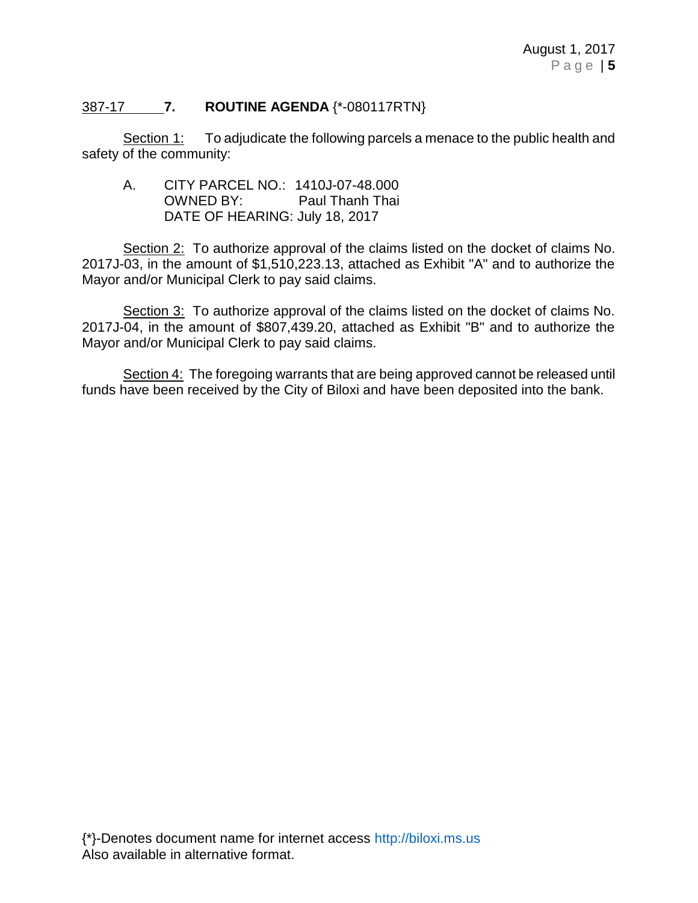387-17 **7. ROUTINE AGENDA** {*-080117RTN}

Section 1: To adjudicate the following parcels a menace to the public health and safety of the community:

A. CITY PARCEL NO.: 1410J-07-48.000
OWNED BY: Paul Thanh Thai
DATE OF HEARING: July 18, 2017

Section 2: To authorize approval of the claims listed on the docket of claims No. 2017J-03, in the amount of $1,510,223.13, attached as Exhibit "A" and to authorize the Mayor and/or Municipal Clerk to pay said claims.

Section 3: To authorize approval of the claims listed on the docket of claims No. 2017J-04, in the amount of $807,439.20, attached as Exhibit "B" and to authorize the Mayor and/or Municipal Clerk to pay said claims.

Section 4: The foregoing warrants that are being approved cannot be released until funds have been received by the City of Biloxi and have been deposited into the bank.

{*}-Denotes document name for internet access http://biloxi.ms.us
Also available in alternative format.